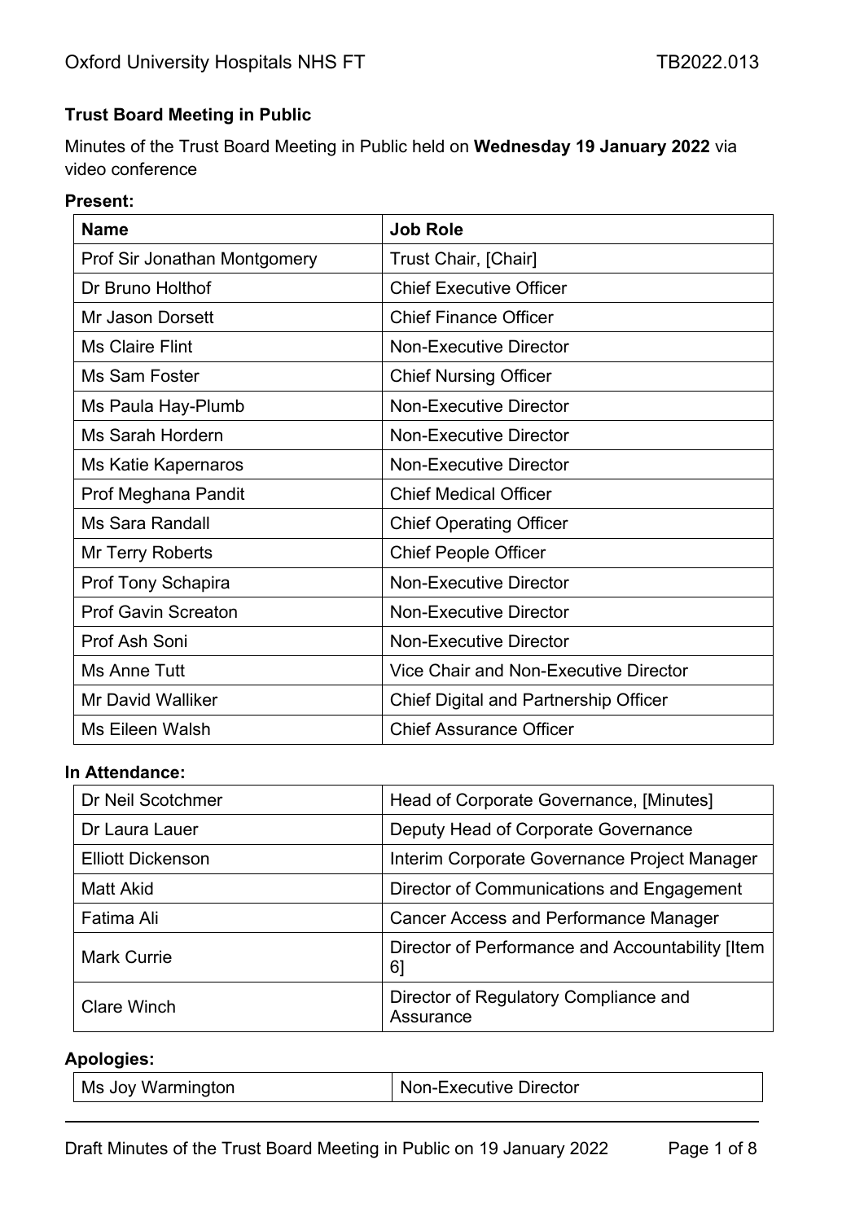**Trust Board Meeting in Public**

Minutes of the Trust Board Meeting in Public held on **Wednesday 19 January 2022** via video conference

**Present:**

| Name | Job Role |
|---|---|
| Prof Sir Jonathan Montgomery | Trust Chair, [Chair] |
| Dr Bruno Holthof | Chief Executive Officer |
| Mr Jason Dorsett | Chief Finance Officer |
| Ms Claire Flint | Non-Executive Director |
| Ms Sam Foster | Chief Nursing Officer |
| Ms Paula Hay-Plumb | Non-Executive Director |
| Ms Sarah Hordern | Non-Executive Director |
| Ms Katie Kapernaros | Non-Executive Director |
| Prof Meghana Pandit | Chief Medical Officer |
| Ms Sara Randall | Chief Operating Officer |
| Mr Terry Roberts | Chief People Officer |
| Prof Tony Schapira | Non-Executive Director |
| Prof Gavin Screaton | Non-Executive Director |
| Prof Ash Soni | Non-Executive Director |
| Ms Anne Tutt | Vice Chair and Non-Executive Director |
| Mr David Walliker | Chief Digital and Partnership Officer |
| Ms Eileen Walsh | Chief Assurance Officer |

**In Attendance:**

| | |
|---|---|
| Dr Neil Scotchmer | Head of Corporate Governance, [Minutes] |
| Dr Laura Lauer | Deputy Head of Corporate Governance |
| Elliott Dickenson | Interim Corporate Governance Project Manager |
| Matt Akid | Director of Communications and Engagement |
| Fatima Ali | Cancer Access and Performance Manager |
| Mark Currie | Director of Performance and Accountability [Item 6] |
| Clare Winch | Director of Regulatory Compliance and Assurance |

**Apologies:**

| | |
|---|---|
| Ms Joy Warmington | Non-Executive Director |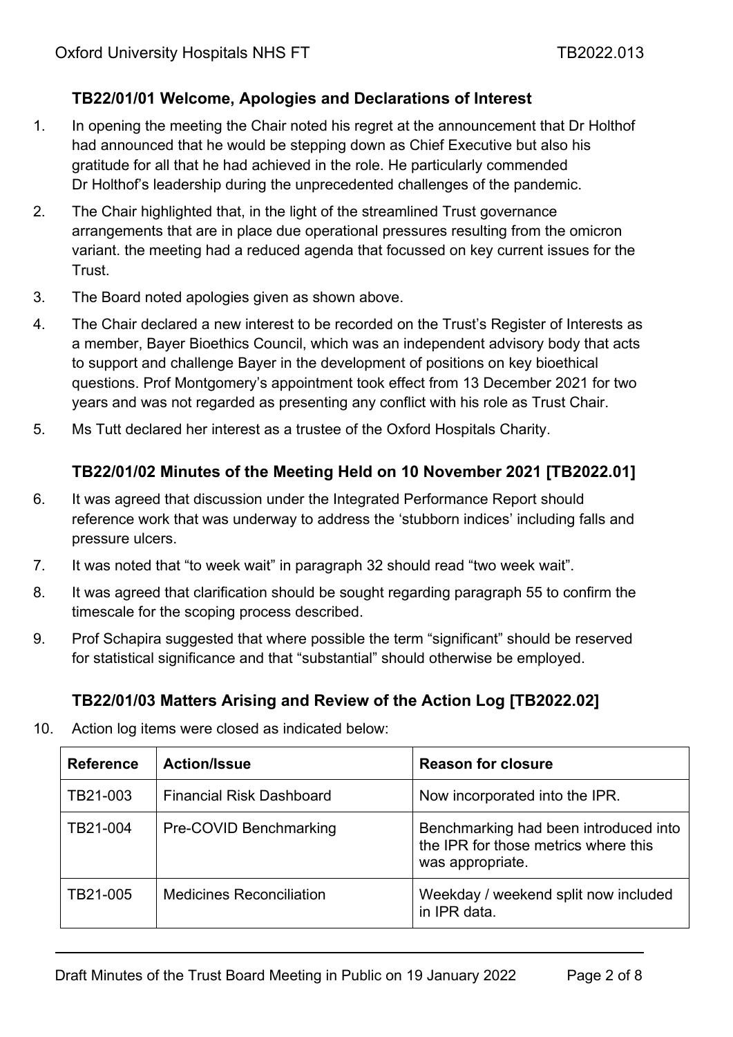### TB22/01/01 Welcome, Apologies and Declarations of Interest

1. In opening the meeting the Chair noted his regret at the announcement that Dr Holthof had announced that he would be stepping down as Chief Executive but also his gratitude for all that he had achieved in the role. He particularly commended Dr Holthof's leadership during the unprecedented challenges of the pandemic.
2. The Chair highlighted that, in the light of the streamlined Trust governance arrangements that are in place due operational pressures resulting from the omicron variant. the meeting had a reduced agenda that focussed on key current issues for the Trust.
3. The Board noted apologies given as shown above.
4. The Chair declared a new interest to be recorded on the Trust's Register of Interests as a member, Bayer Bioethics Council, which was an independent advisory body that acts to support and challenge Bayer in the development of positions on key bioethical questions. Prof Montgomery's appointment took effect from 13 December 2021 for two years and was not regarded as presenting any conflict with his role as Trust Chair.
5. Ms Tutt declared her interest as a trustee of the Oxford Hospitals Charity.

### TB22/01/02 Minutes of the Meeting Held on 10 November 2021 [TB2022.01]

6. It was agreed that discussion under the Integrated Performance Report should reference work that was underway to address the 'stubborn indices' including falls and pressure ulcers.
7. It was noted that "to week wait" in paragraph 32 should read "two week wait".
8. It was agreed that clarification should be sought regarding paragraph 55 to confirm the timescale for the scoping process described.
9. Prof Schapira suggested that where possible the term "significant" should be reserved for statistical significance and that "substantial" should otherwise be employed.

### TB22/01/03 Matters Arising and Review of the Action Log [TB2022.02]

10. Action log items were closed as indicated below:

| Reference | Action/Issue | Reason for closure |
|---|---|---|
| TB21-003 | Financial Risk Dashboard | Now incorporated into the IPR. |
| TB21-004 | Pre-COVID Benchmarking | Benchmarking had been introduced into the IPR for those metrics where this was appropriate. |
| TB21-005 | Medicines Reconciliation | Weekday / weekend split now included in IPR data. |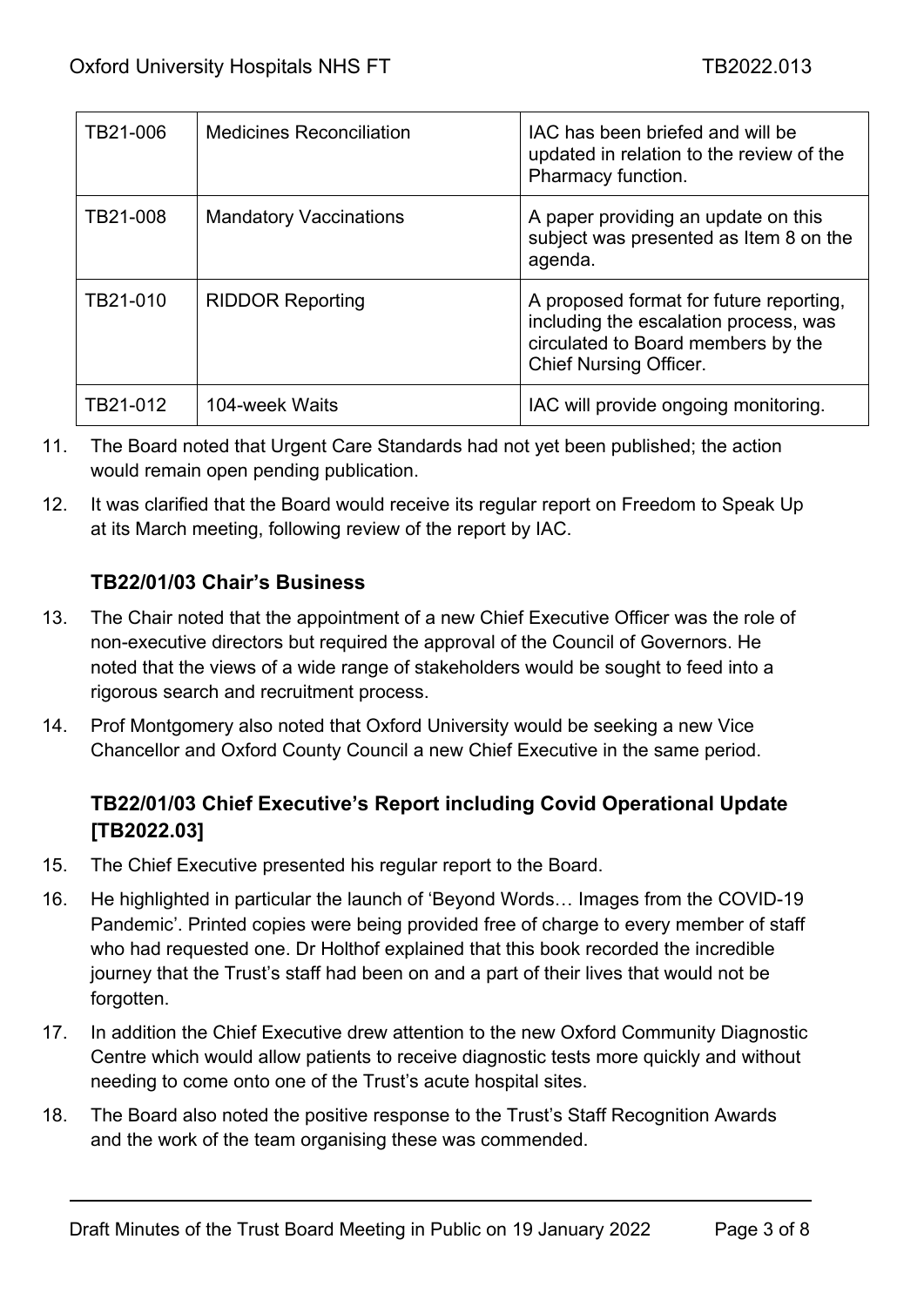| TB21-006 | Medicines Reconciliation | IAC has been briefed and will be updated in relation to the review of the Pharmacy function. |
|---|---|---|
| TB21-008 | Mandatory Vaccinations | A paper providing an update on this subject was presented as Item 8 on the agenda. |
| TB21-010 | RIDDOR Reporting | A proposed format for future reporting, including the escalation process, was circulated to Board members by the Chief Nursing Officer. |
| TB21-012 | 104-week Waits | IAC will provide ongoing monitoring. |

11. The Board noted that Urgent Care Standards had not yet been published; the action would remain open pending publication.
12. It was clarified that the Board would receive its regular report on Freedom to Speak Up at its March meeting, following review of the report by IAC.

### TB22/01/03 Chair's Business

13. The Chair noted that the appointment of a new Chief Executive Officer was the role of non-executive directors but required the approval of the Council of Governors. He noted that the views of a wide range of stakeholders would be sought to feed into a rigorous search and recruitment process.
14. Prof Montgomery also noted that Oxford University would be seeking a new Vice Chancellor and Oxford County Council a new Chief Executive in the same period.

### TB22/01/03 Chief Executive's Report including Covid Operational Update [TB2022.03]

15. The Chief Executive presented his regular report to the Board.
16. He highlighted in particular the launch of 'Beyond Words… Images from the COVID-19 Pandemic'. Printed copies were being provided free of charge to every member of staff who had requested one. Dr Holthof explained that this book recorded the incredible journey that the Trust's staff had been on and a part of their lives that would not be forgotten.
17. In addition the Chief Executive drew attention to the new Oxford Community Diagnostic Centre which would allow patients to receive diagnostic tests more quickly and without needing to come onto one of the Trust's acute hospital sites.
18. The Board also noted the positive response to the Trust's Staff Recognition Awards and the work of the team organising these was commended.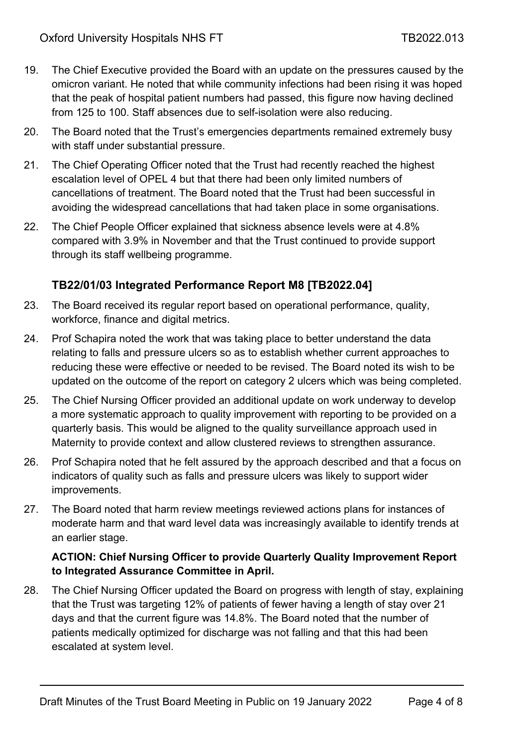19. The Chief Executive provided the Board with an update on the pressures caused by the omicron variant. He noted that while community infections had been rising it was hoped that the peak of hospital patient numbers had passed, this figure now having declined from 125 to 100. Staff absences due to self-isolation were also reducing.

20. The Board noted that the Trust's emergencies departments remained extremely busy with staff under substantial pressure.

21. The Chief Operating Officer noted that the Trust had recently reached the highest escalation level of OPEL 4 but that there had been only limited numbers of cancellations of treatment. The Board noted that the Trust had been successful in avoiding the widespread cancellations that had taken place in some organisations.

22. The Chief People Officer explained that sickness absence levels were at 4.8% compared with 3.9% in November and that the Trust continued to provide support through its staff wellbeing programme.

### TB22/01/03 Integrated Performance Report M8 [TB2022.04]

23. The Board received its regular report based on operational performance, quality, workforce, finance and digital metrics.

24. Prof Schapira noted the work that was taking place to better understand the data relating to falls and pressure ulcers so as to establish whether current approaches to reducing these were effective or needed to be revised. The Board noted its wish to be updated on the outcome of the report on category 2 ulcers which was being completed.

25. The Chief Nursing Officer provided an additional update on work underway to develop a more systematic approach to quality improvement with reporting to be provided on a quarterly basis. This would be aligned to the quality surveillance approach used in Maternity to provide context and allow clustered reviews to strengthen assurance.

26. Prof Schapira noted that he felt assured by the approach described and that a focus on indicators of quality such as falls and pressure ulcers was likely to support wider improvements.

27. The Board noted that harm review meetings reviewed actions plans for instances of moderate harm and that ward level data was increasingly available to identify trends at an earlier stage.

    **ACTION: Chief Nursing Officer to provide Quarterly Quality Improvement Report to Integrated Assurance Committee in April.**

28. The Chief Nursing Officer updated the Board on progress with length of stay, explaining that the Trust was targeting 12% of patients of fewer having a length of stay over 21 days and that the current figure was 14.8%. The Board noted that the number of patients medically optimized for discharge was not falling and that this had been escalated at system level.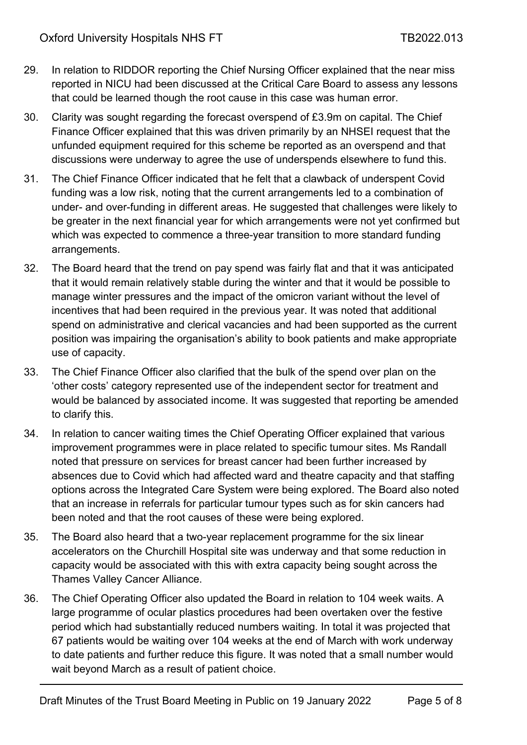29. In relation to RIDDOR reporting the Chief Nursing Officer explained that the near miss reported in NICU had been discussed at the Critical Care Board to assess any lessons that could be learned though the root cause in this case was human error.

30. Clarity was sought regarding the forecast overspend of £3.9m on capital. The Chief Finance Officer explained that this was driven primarily by an NHSEI request that the unfunded equipment required for this scheme be reported as an overspend and that discussions were underway to agree the use of underspends elsewhere to fund this.

31. The Chief Finance Officer indicated that he felt that a clawback of underspent Covid funding was a low risk, noting that the current arrangements led to a combination of under- and over-funding in different areas. He suggested that challenges were likely to be greater in the next financial year for which arrangements were not yet confirmed but which was expected to commence a three-year transition to more standard funding arrangements.

32. The Board heard that the trend on pay spend was fairly flat and that it was anticipated that it would remain relatively stable during the winter and that it would be possible to manage winter pressures and the impact of the omicron variant without the level of incentives that had been required in the previous year. It was noted that additional spend on administrative and clerical vacancies and had been supported as the current position was impairing the organisation's ability to book patients and make appropriate use of capacity.

33. The Chief Finance Officer also clarified that the bulk of the spend over plan on the 'other costs' category represented use of the independent sector for treatment and would be balanced by associated income. It was suggested that reporting be amended to clarify this.

34. In relation to cancer waiting times the Chief Operating Officer explained that various improvement programmes were in place related to specific tumour sites. Ms Randall noted that pressure on services for breast cancer had been further increased by absences due to Covid which had affected ward and theatre capacity and that staffing options across the Integrated Care System were being explored. The Board also noted that an increase in referrals for particular tumour types such as for skin cancers had been noted and that the root causes of these were being explored.

35. The Board also heard that a two-year replacement programme for the six linear accelerators on the Churchill Hospital site was underway and that some reduction in capacity would be associated with this with extra capacity being sought across the Thames Valley Cancer Alliance.

36. The Chief Operating Officer also updated the Board in relation to 104 week waits. A large programme of ocular plastics procedures had been overtaken over the festive period which had substantially reduced numbers waiting. In total it was projected that 67 patients would be waiting over 104 weeks at the end of March with work underway to date patients and further reduce this figure. It was noted that a small number would wait beyond March as a result of patient choice.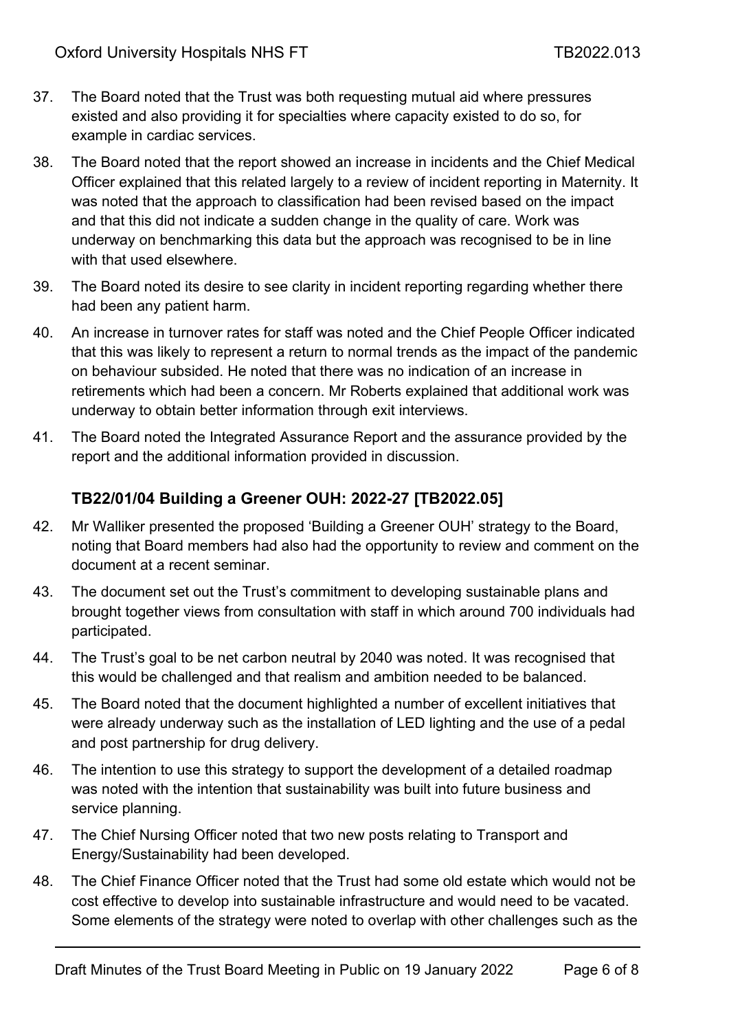37. The Board noted that the Trust was both requesting mutual aid where pressures existed and also providing it for specialties where capacity existed to do so, for example in cardiac services.

38. The Board noted that the report showed an increase in incidents and the Chief Medical Officer explained that this related largely to a review of incident reporting in Maternity. It was noted that the approach to classification had been revised based on the impact and that this did not indicate a sudden change in the quality of care. Work was underway on benchmarking this data but the approach was recognised to be in line with that used elsewhere.

39. The Board noted its desire to see clarity in incident reporting regarding whether there had been any patient harm.

40. An increase in turnover rates for staff was noted and the Chief People Officer indicated that this was likely to represent a return to normal trends as the impact of the pandemic on behaviour subsided. He noted that there was no indication of an increase in retirements which had been a concern. Mr Roberts explained that additional work was underway to obtain better information through exit interviews.

41. The Board noted the Integrated Assurance Report and the assurance provided by the report and the additional information provided in discussion.

### TB22/01/04 Building a Greener OUH: 2022-27 [TB2022.05]

42. Mr Walliker presented the proposed 'Building a Greener OUH' strategy to the Board, noting that Board members had also had the opportunity to review and comment on the document at a recent seminar.

43. The document set out the Trust's commitment to developing sustainable plans and brought together views from consultation with staff in which around 700 individuals had participated.

44. The Trust's goal to be net carbon neutral by 2040 was noted. It was recognised that this would be challenged and that realism and ambition needed to be balanced.

45. The Board noted that the document highlighted a number of excellent initiatives that were already underway such as the installation of LED lighting and the use of a pedal and post partnership for drug delivery.

46. The intention to use this strategy to support the development of a detailed roadmap was noted with the intention that sustainability was built into future business and service planning.

47. The Chief Nursing Officer noted that two new posts relating to Transport and Energy/Sustainability had been developed.

48. The Chief Finance Officer noted that the Trust had some old estate which would not be cost effective to develop into sustainable infrastructure and would need to be vacated. Some elements of the strategy were noted to overlap with other challenges such as the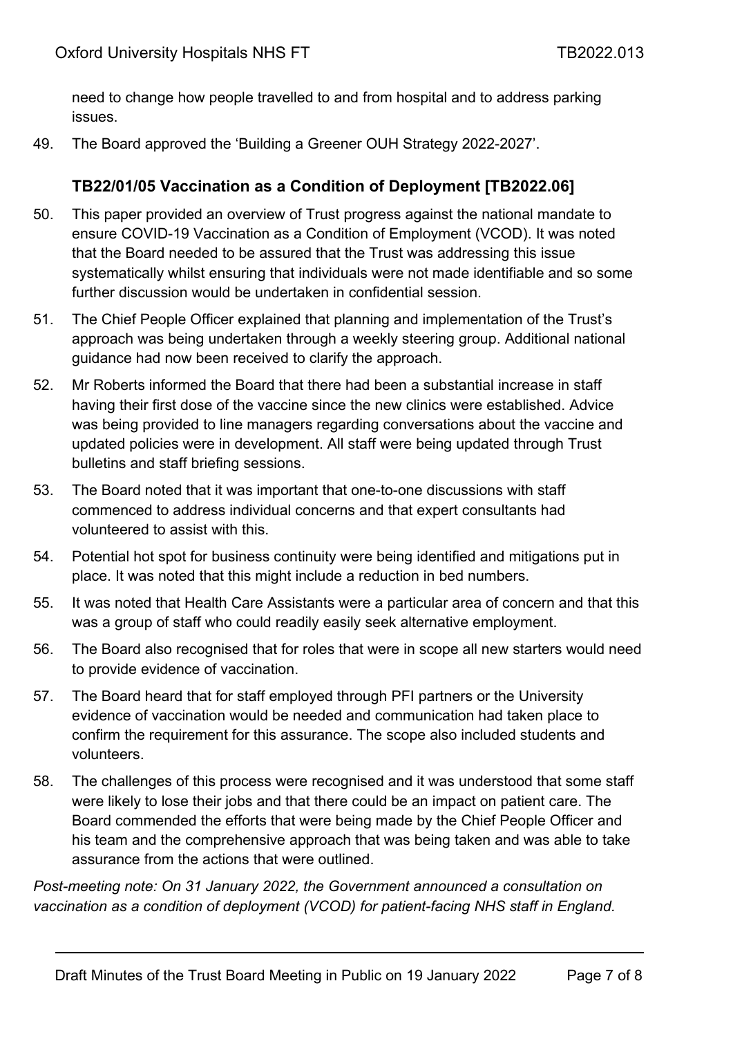need to change how people travelled to and from hospital and to address parking issues.

49. The Board approved the 'Building a Greener OUH Strategy 2022-2027'.

### TB22/01/05 Vaccination as a Condition of Deployment [TB2022.06]

50. This paper provided an overview of Trust progress against the national mandate to ensure COVID-19 Vaccination as a Condition of Employment (VCOD). It was noted that the Board needed to be assured that the Trust was addressing this issue systematically whilst ensuring that individuals were not made identifiable and so some further discussion would be undertaken in confidential session.

51. The Chief People Officer explained that planning and implementation of the Trust's approach was being undertaken through a weekly steering group. Additional national guidance had now been received to clarify the approach.

52. Mr Roberts informed the Board that there had been a substantial increase in staff having their first dose of the vaccine since the new clinics were established. Advice was being provided to line managers regarding conversations about the vaccine and updated policies were in development. All staff were being updated through Trust bulletins and staff briefing sessions.

53. The Board noted that it was important that one-to-one discussions with staff commenced to address individual concerns and that expert consultants had volunteered to assist with this.

54. Potential hot spot for business continuity were being identified and mitigations put in place. It was noted that this might include a reduction in bed numbers.

55. It was noted that Health Care Assistants were a particular area of concern and that this was a group of staff who could readily easily seek alternative employment.

56. The Board also recognised that for roles that were in scope all new starters would need to provide evidence of vaccination.

57. The Board heard that for staff employed through PFI partners or the University evidence of vaccination would be needed and communication had taken place to confirm the requirement for this assurance. The scope also included students and volunteers.

58. The challenges of this process were recognised and it was understood that some staff were likely to lose their jobs and that there could be an impact on patient care. The Board commended the efforts that were being made by the Chief People Officer and his team and the comprehensive approach that was being taken and was able to take assurance from the actions that were outlined.

*Post-meeting note: On 31 January 2022, the Government announced a consultation on vaccination as a condition of deployment (VCOD) for patient-facing NHS staff in England.*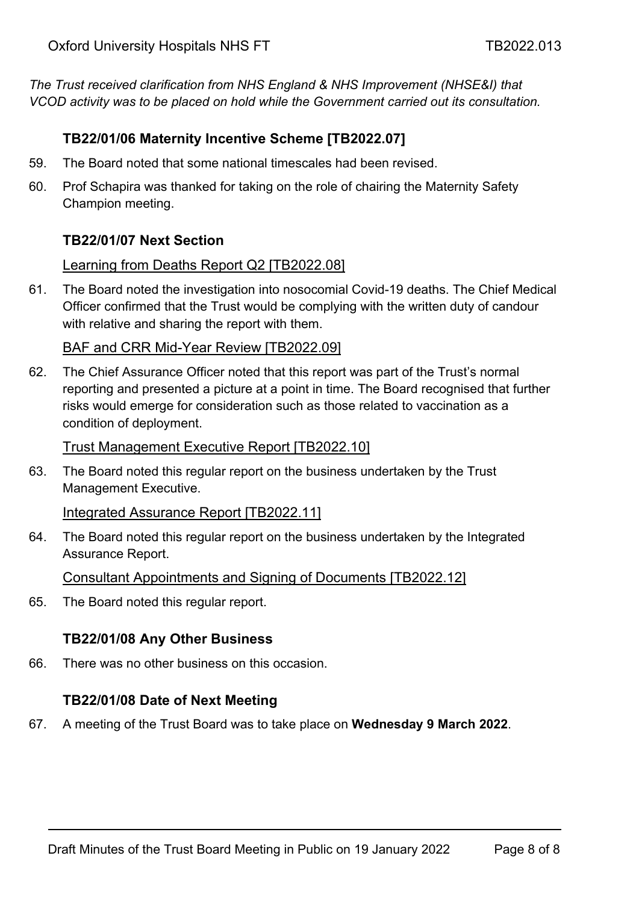*The Trust received clarification from NHS England & NHS Improvement (NHSE&I) that VCOD activity was to be placed on hold while the Government carried out its consultation.*

### TB22/01/06 Maternity Incentive Scheme [TB2022.07]

59. The Board noted that some national timescales had been revised.

60. Prof Schapira was thanked for taking on the role of chairing the Maternity Safety Champion meeting.

### TB22/01/07 Next Section

Learning from Deaths Report Q2 [TB2022.08]

61. The Board noted the investigation into nosocomial Covid-19 deaths. The Chief Medical Officer confirmed that the Trust would be complying with the written duty of candour with relative and sharing the report with them.

BAF and CRR Mid-Year Review [TB2022.09]

62. The Chief Assurance Officer noted that this report was part of the Trust's normal reporting and presented a picture at a point in time. The Board recognised that further risks would emerge for consideration such as those related to vaccination as a condition of deployment.

Trust Management Executive Report [TB2022.10]

63. The Board noted this regular report on the business undertaken by the Trust Management Executive.

Integrated Assurance Report [TB2022.11]

64. The Board noted this regular report on the business undertaken by the Integrated Assurance Report.

Consultant Appointments and Signing of Documents [TB2022.12]

65. The Board noted this regular report.

### TB22/01/08 Any Other Business

66. There was no other business on this occasion.

### TB22/01/08 Date of Next Meeting

67. A meeting of the Trust Board was to take place on **Wednesday 9 March 2022**.